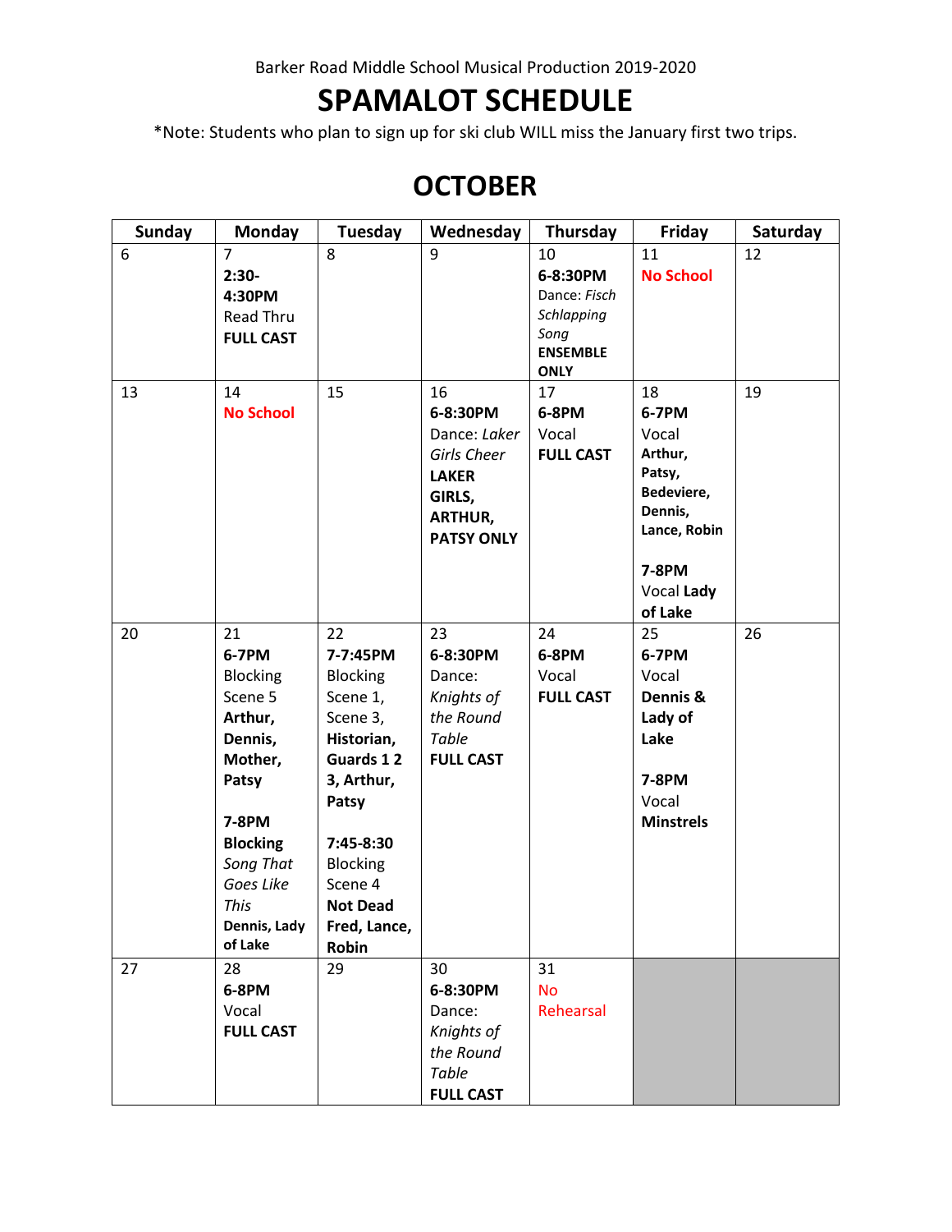Barker Road Middle School Musical Production 2019-2020

# SPAMALOT SCHEDULE

*Note: Students who plan to sign up for ski club WILL miss the January first two trips.

## OCTOBER

| Sunday | Monday | Tuesday | Wednesday | Thursday | Friday | Saturday |
|---|---|---|---|---|---|---|
| 6 | 7 **2:30-4:30PM** Read Thru **FULL CAST** | 8 | 9 | 10 **6-8:30PM** Dance: *Fisch Schlapping Song* **ENSEMBLE ONLY** | 11 **No School** | 12 |
| 13 | 14 **No School** | 15 | 16 **6-8:30PM** Dance: *Laker Girls Cheer* **LAKER GIRLS, ARTHUR, PATSY ONLY** | 17 **6-8PM** Vocal **FULL CAST** | 18 **6-7PM** Vocal **Arthur, Patsy, Bedeviere, Dennis, Lance, Robin** **7-8PM** Vocal **Lady of Lake** | 19 |
| 20 | 21 **6-7PM** Blocking Scene 5 **Arthur, Dennis, Mother, Patsy** **7-8PM Blocking** *Song That Goes Like This* **Dennis, Lady of Lake** | 22 **7-7:45PM** Blocking Scene 1, Scene 3, **Historian, Guards 1 2 3, Arthur, Patsy** **7:45-8:30** Blocking Scene 4 **Not Dead Fred, Lance, Robin** | 23 **6-8:30PM** Dance: *Knights of the Round Table* **FULL CAST** | 24 **6-8PM** Vocal **FULL CAST** | 25 **6-7PM** Vocal **Dennis & Lady of Lake** **7-8PM** Vocal **Minstrels** | 26 |
| 27 | 28 **6-8PM** Vocal **FULL CAST** | 29 | 30 **6-8:30PM** Dance: *Knights of the Round Table* **FULL CAST** | 31 No Rehearsal | | |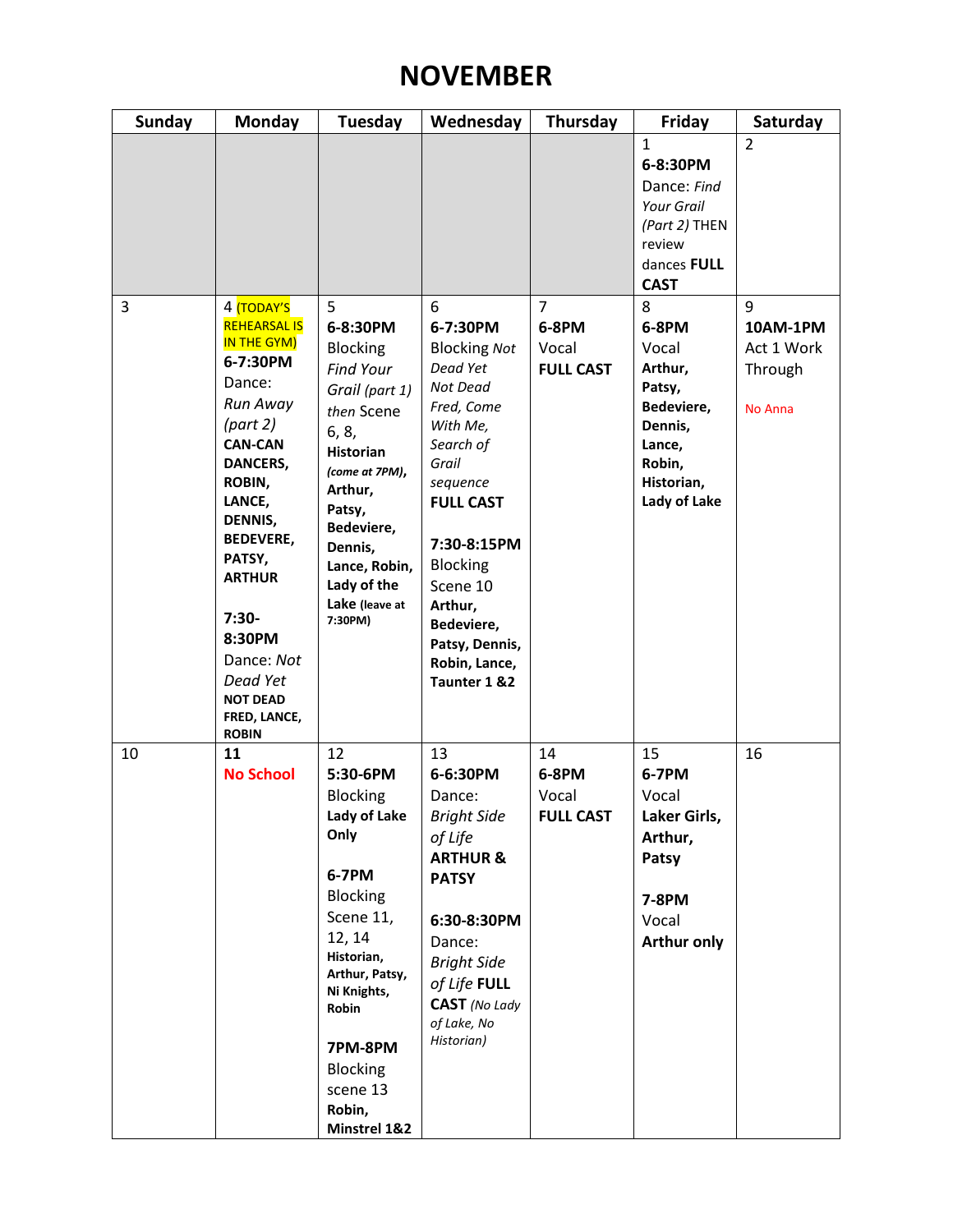# NOVEMBER

| Sunday | Monday | Tuesday | Wednesday | Thursday | Friday | Saturday |
|---|---|---|---|---|---|---|
| | | | | | 1 **6-8:30PM** Dance: *Find Your Grail (Part 2)* THEN review dances **FULL CAST** | 2 |
| 3 | 4 (TODAY'S REHEARSAL IS IN THE GYM) **6-7:30PM** Dance: *Run Away (part 2)* **CAN-CAN DANCERS, ROBIN, LANCE, DENNIS, BEDEVERE, PATSY, ARTHUR** **7:30-8:30PM** Dance: *Not Dead Yet* **NOT DEAD FRED, LANCE, ROBIN** | 5 **6-8:30PM** Blocking *Find Your Grail (part 1) then* Scene 6, 8, **Historian** *(come at 7PM)*, **Arthur, Patsy, Bedeviere, Dennis, Lance, Robin, Lady of the Lake** (leave at 7:30PM) | 6 **6-7:30PM** Blocking *Not Dead Yet Not Dead Fred, Come With Me, Search of Grail sequence* **FULL CAST** **7:30-8:15PM** Blocking Scene 10 **Arthur, Bedeviere, Patsy, Dennis, Robin, Lance, Taunter 1 &2** | 7 **6-8PM** Vocal **FULL CAST** | 8 **6-8PM** Vocal **Arthur, Patsy, Bedeviere, Dennis, Lance, Robin, Historian, Lady of Lake** | 9 **10AM-1PM** Act 1 Work Through No Anna |
| 10 | **11** **No School** | 12 **5:30-6PM** Blocking **Lady of Lake Only** **6-7PM** Blocking Scene 11, 12, 14 **Historian, Arthur, Patsy, Ni Knights, Robin** **7PM-8PM** Blocking scene 13 **Robin, Minstrel 1&2** | 13 **6-6:30PM** Dance: *Bright Side of Life* **ARTHUR & PATSY** **6:30-8:30PM** Dance: *Bright Side of Life* **FULL CAST** *(No Lady of Lake, No Historian)* | 14 **6-8PM** Vocal **FULL CAST** | 15 **6-7PM** Vocal **Laker Girls, Arthur, Patsy** **7-8PM** Vocal **Arthur only** | 16 |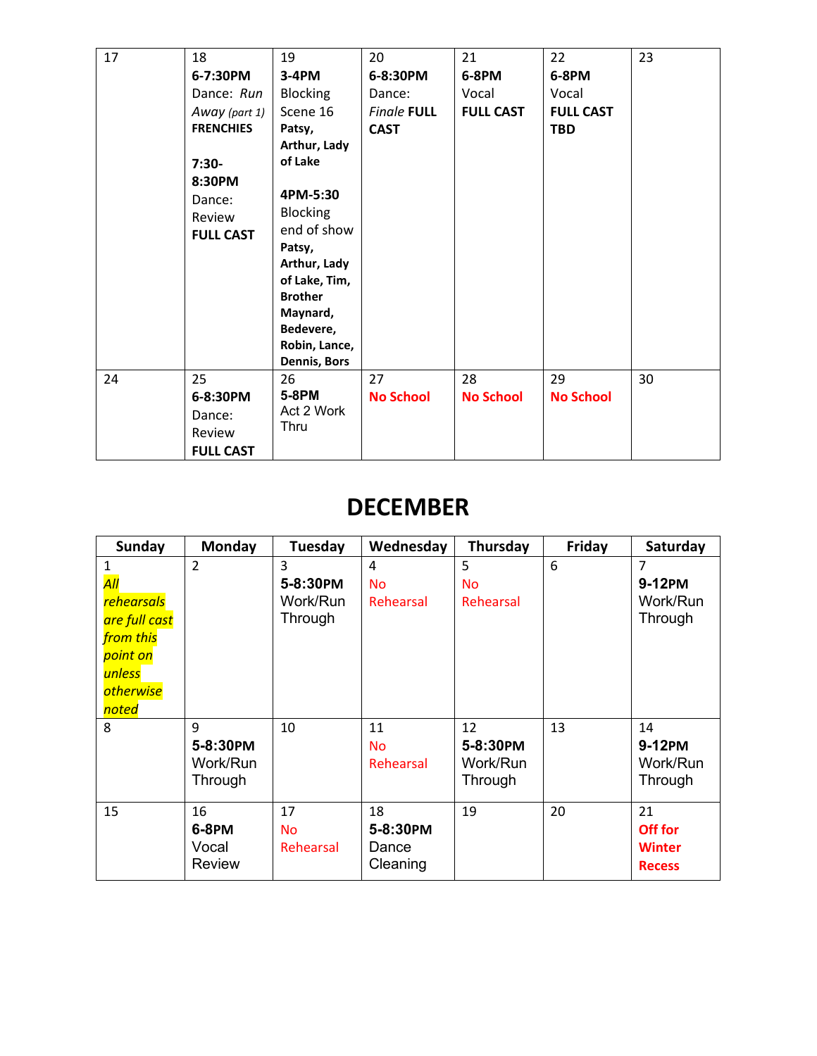| | | | | | | |
|---|---|---|---|---|---|---|
| 17 | 18 **6-7:30PM** Dance: *Run Away* *(part 1)* **FRENCHIES** **7:30-8:30PM** Dance: Review **FULL CAST** | 19 **3-4PM** Blocking Scene 16 **Patsy, Arthur, Lady of Lake** **4PM-5:30** Blocking end of show **Patsy, Arthur, Lady of Lake, Tim, Brother Maynard, Bedevere, Robin, Lance, Dennis, Bors** | 20 **6-8:30PM** Dance: *Finale* **FULL CAST** | 21 **6-8PM** Vocal **FULL CAST** | 22 **6-8PM** Vocal **FULL CAST TBD** | 23 |
| 24 | 25 **6-8:30PM** Dance: Review **FULL CAST** | 26 **5-8PM** Act 2 Work Thru | 27 **No School** | 28 **No School** | 29 **No School** | 30 |

# DECEMBER

| Sunday | Monday | Tuesday | Wednesday | Thursday | Friday | Saturday |
|---|---|---|---|---|---|---|
| 1 *All rehearsals are full cast from this point on unless otherwise noted* | 2 | 3 **5-8:30PM** Work/Run Through | 4 No Rehearsal | 5 No Rehearsal | 6 | 7 **9-12PM** Work/Run Through |
| 8 | 9 **5-8:30PM** Work/Run Through | 10 | 11 No Rehearsal | 12 **5-8:30PM** Work/Run Through | 13 | 14 **9-12PM** Work/Run Through |
| 15 | 16 **6-8PM** Vocal Review | 17 No Rehearsal | 18 **5-8:30PM** Dance Cleaning | 19 | 20 | 21 **Off for Winter Recess** |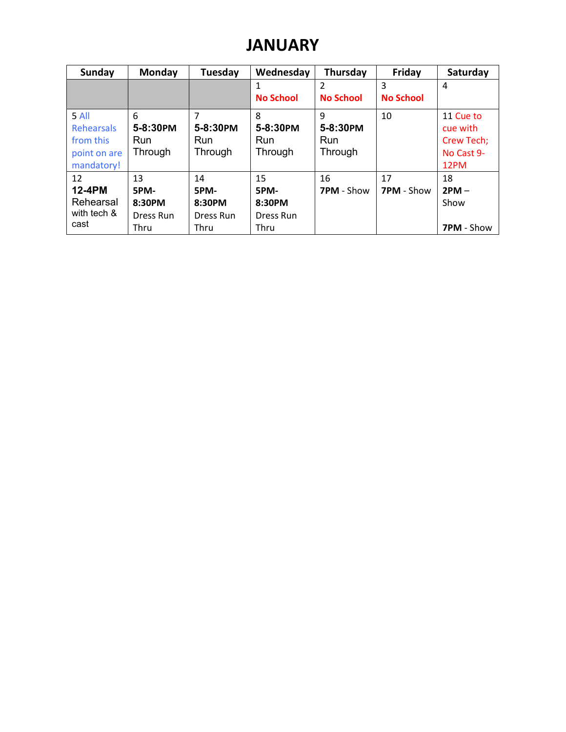# JANUARY

| Sunday | Monday | Tuesday | Wednesday | Thursday | Friday | Saturday |
|---|---|---|---|---|---|---|
| | | | 1 **No School** | 2 **No School** | 3 **No School** | 4 |
| 5 All Rehearsals from this point on are mandatory! | 6 **5-8:30PM** Run Through | 7 **5-8:30PM** Run Through | 8 **5-8:30PM** Run Through | 9 **5-8:30PM** Run Through | 10 | 11 Cue to cue with Crew Tech; No Cast 9-12PM |
| 12 **12-4PM** Rehearsal with tech & cast | 13 **5PM-8:30PM** Dress Run Thru | 14 **5PM-8:30PM** Dress Run Thru | 15 **5PM-8:30PM** Dress Run Thru | 16 **7PM** - Show | 17 **7PM** - Show | 18 **2PM** – Show **7PM** - Show |